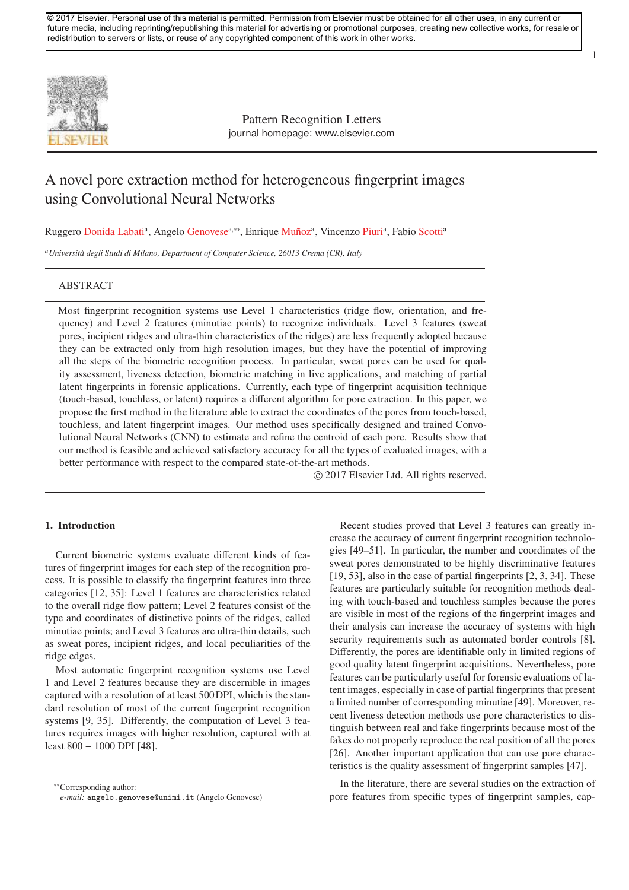© 2017 Elsevier. Personal use of this material is permitted. Permission from Elsevier must be obtained for all other uses, in any current or future media, including reprinting/republishing this material for advertising or promotional purposes, creating new collective works, for resale or redistribution to servers or lists, or reuse of any copyrighted component of this work in other works.

Pattern Recognition Letters
journal homepage: www.elsevier.com

# A novel pore extraction method for heterogeneous fingerprint images using Convolutional Neural Networks

Ruggero Donida Labati[a], Angelo Genovese[a,**], Enrique Muñoz[a], Vincenzo Piuri[a], Fabio Scotti[a]

[a] *Università degli Studi di Milano, Department of Computer Science, 26013 Crema (CR), Italy*

## ABSTRACT

Most fingerprint recognition systems use Level 1 characteristics (ridge flow, orientation, and frequency) and Level 2 features (minutiae points) to recognize individuals. Level 3 features (sweat pores, incipient ridges and ultra-thin characteristics of the ridges) are less frequently adopted because they can be extracted only from high resolution images, but they have the potential of improving all the steps of the biometric recognition process. In particular, sweat pores can be used for quality assessment, liveness detection, biometric matching in live applications, and matching of partial latent fingerprints in forensic applications. Currently, each type of fingerprint acquisition technique (touch-based, touchless, or latent) requires a different algorithm for pore extraction. In this paper, we propose the first method in the literature able to extract the coordinates of the pores from touch-based, touchless, and latent fingerprint images. Our method uses specifically designed and trained Convolutional Neural Networks (CNN) to estimate and refine the centroid of each pore. Results show that our method is feasible and achieved satisfactory accuracy for all the types of evaluated images, with a better performance with respect to the compared state-of-the-art methods.

© 2017 Elsevier Ltd. All rights reserved.

## 1. Introduction

Current biometric systems evaluate different kinds of features of fingerprint images for each step of the recognition process. It is possible to classify the fingerprint features into three categories [12, 35]: Level 1 features are characteristics related to the overall ridge flow pattern; Level 2 features consist of the type and coordinates of distinctive points of the ridges, called minutiae points; and Level 3 features are ultra-thin details, such as sweat pores, incipient ridges, and local peculiarities of the ridge edges.

Most automatic fingerprint recognition systems use Level 1 and Level 2 features because they are discernible in images captured with a resolution of at least 500 DPI, which is the standard resolution of most of the current fingerprint recognition systems [9, 35]. Differently, the computation of Level 3 features requires images with higher resolution, captured with at least 800 − 1000 DPI [48].

Recent studies proved that Level 3 features can greatly increase the accuracy of current fingerprint recognition technologies [49–51]. In particular, the number and coordinates of the sweat pores demonstrated to be highly discriminative features [19, 53], also in the case of partial fingerprints [2, 3, 34]. These features are particularly suitable for recognition methods dealing with touch-based and touchless samples because the pores are visible in most of the regions of the fingerprint images and their analysis can increase the accuracy of systems with high security requirements such as automated border controls [8]. Differently, the pores are identifiable only in limited regions of good quality latent fingerprint acquisitions. Nevertheless, pore features can be particularly useful for forensic evaluations of latent images, especially in case of partial fingerprints that present a limited number of corresponding minutiae [49]. Moreover, recent liveness detection methods use pore characteristics to distinguish between real and fake fingerprints because most of the fakes do not properly reproduce the real position of all the pores [26]. Another important application that can use pore characteristics is the quality assessment of fingerprint samples [47].

In the literature, there are several studies on the extraction of pore features from specific types of fingerprint samples, cap-

**Corresponding author:
*e-mail:* angelo.genovese@unimi.it (Angelo Genovese)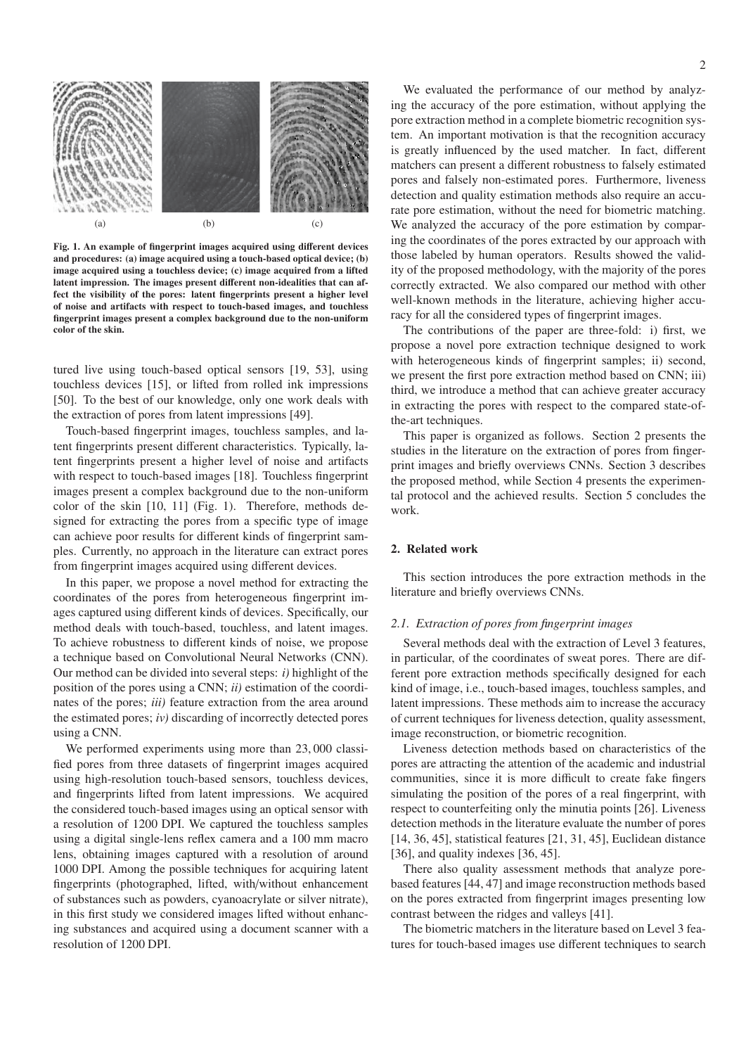(a) (b) (c)

**Fig. 1. An example of fingerprint images acquired using different devices and procedures: (a) image acquired using a touch-based optical device; (b) image acquired using a touchless device; (c) image acquired from a lifted latent impression. The images present different non-idealities that can affect the visibility of the pores: latent fingerprints present a higher level of noise and artifacts with respect to touch-based images, and touchless fingerprint images present a complex background due to the non-uniform color of the skin.**

tured live using touch-based optical sensors [19, 53], using touchless devices [15], or lifted from rolled ink impressions [50]. To the best of our knowledge, only one work deals with the extraction of pores from latent impressions [49].

Touch-based fingerprint images, touchless samples, and latent fingerprints present different characteristics. Typically, latent fingerprints present a higher level of noise and artifacts with respect to touch-based images [18]. Touchless fingerprint images present a complex background due to the non-uniform color of the skin [10, 11] (Fig. 1). Therefore, methods designed for extracting the pores from a specific type of image can achieve poor results for different kinds of fingerprint samples. Currently, no approach in the literature can extract pores from fingerprint images acquired using different devices.

In this paper, we propose a novel method for extracting the coordinates of the pores from heterogeneous fingerprint images captured using different kinds of devices. Specifically, our method deals with touch-based, touchless, and latent images. To achieve robustness to different kinds of noise, we propose a technique based on Convolutional Neural Networks (CNN). Our method can be divided into several steps: *i)* highlight of the position of the pores using a CNN; *ii)* estimation of the coordinates of the pores; *iii)* feature extraction from the area around the estimated pores; *iv)* discarding of incorrectly detected pores using a CNN.

We performed experiments using more than 23,000 classified pores from three datasets of fingerprint images acquired using high-resolution touch-based sensors, touchless devices, and fingerprints lifted from latent impressions. We acquired the considered touch-based images using an optical sensor with a resolution of 1200 DPI. We captured the touchless samples using a digital single-lens reflex camera and a 100 mm macro lens, obtaining images captured with a resolution of around 1000 DPI. Among the possible techniques for acquiring latent fingerprints (photographed, lifted, with/without enhancement of substances such as powders, cyanoacrylate or silver nitrate), in this first study we considered images lifted without enhancing substances and acquired using a document scanner with a resolution of 1200 DPI.

We evaluated the performance of our method by analyzing the accuracy of the pore estimation, without applying the pore extraction method in a complete biometric recognition system. An important motivation is that the recognition accuracy is greatly influenced by the used matcher. In fact, different matchers can present a different robustness to falsely estimated pores and falsely non-estimated pores. Furthermore, liveness detection and quality estimation methods also require an accurate pore estimation, without the need for biometric matching. We analyzed the accuracy of the pore estimation by comparing the coordinates of the pores extracted by our approach with those labeled by human operators. Results showed the validity of the proposed methodology, with the majority of the pores correctly extracted. We also compared our method with other well-known methods in the literature, achieving higher accuracy for all the considered types of fingerprint images.

The contributions of the paper are three-fold: i) first, we propose a novel pore extraction technique designed to work with heterogeneous kinds of fingerprint samples; ii) second, we present the first pore extraction method based on CNN; iii) third, we introduce a method that can achieve greater accuracy in extracting the pores with respect to the compared state-of-the-art techniques.

This paper is organized as follows. Section 2 presents the studies in the literature on the extraction of pores from fingerprint images and briefly overviews CNNs. Section 3 describes the proposed method, while Section 4 presents the experimental protocol and the achieved results. Section 5 concludes the work.

## 2. Related work

This section introduces the pore extraction methods in the literature and briefly overviews CNNs.

### *2.1. Extraction of pores from fingerprint images*

Several methods deal with the extraction of Level 3 features, in particular, of the coordinates of sweat pores. There are different pore extraction methods specifically designed for each kind of image, i.e., touch-based images, touchless samples, and latent impressions. These methods aim to increase the accuracy of current techniques for liveness detection, quality assessment, image reconstruction, or biometric recognition.

Liveness detection methods based on characteristics of the pores are attracting the attention of the academic and industrial communities, since it is more difficult to create fake fingers simulating the position of the pores of a real fingerprint, with respect to counterfeiting only the minutia points [26]. Liveness detection methods in the literature evaluate the number of pores [14, 36, 45], statistical features [21, 31, 45], Euclidean distance [36], and quality indexes [36, 45].

There also quality assessment methods that analyze pore-based features [44, 47] and image reconstruction methods based on the pores extracted from fingerprint images presenting low contrast between the ridges and valleys [41].

The biometric matchers in the literature based on Level 3 features for touch-based images use different techniques to search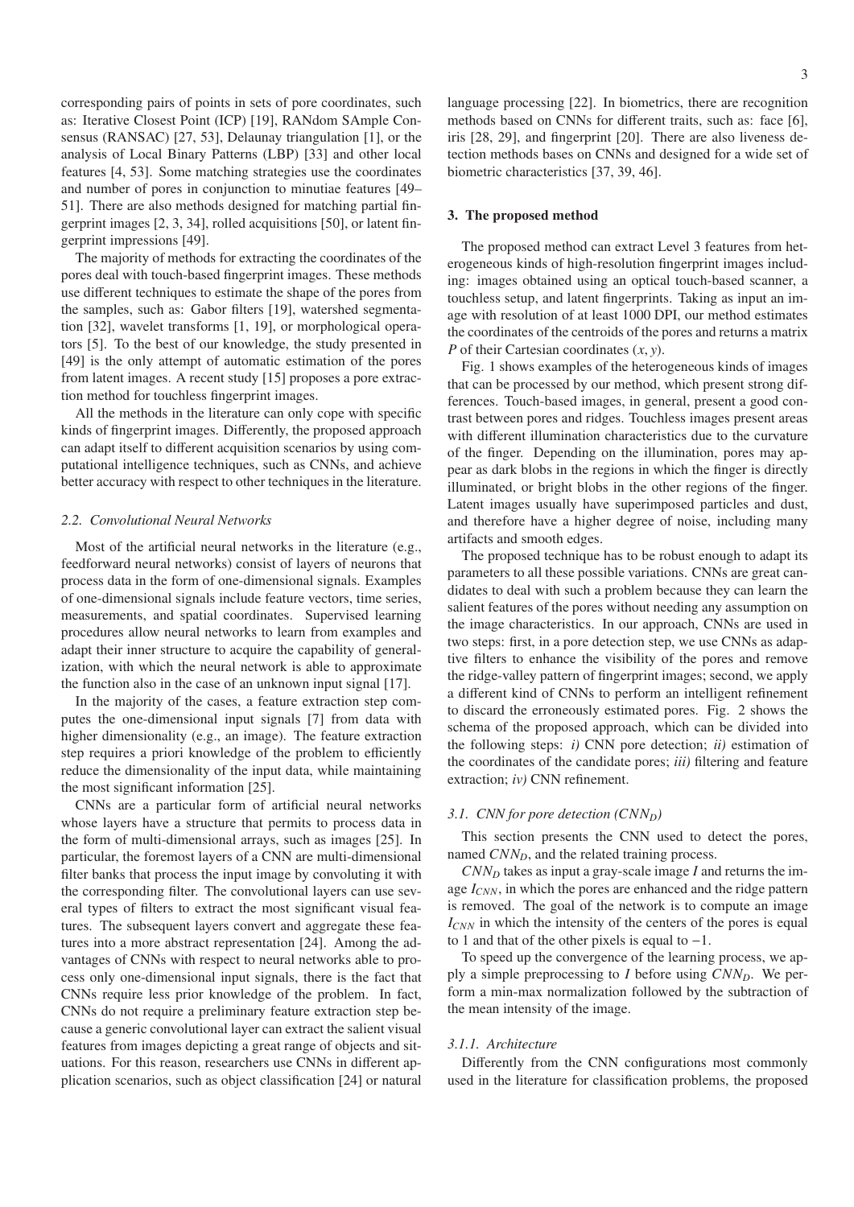corresponding pairs of points in sets of pore coordinates, such as: Iterative Closest Point (ICP) [19], RANdom SAmple Consensus (RANSAC) [27, 53], Delaunay triangulation [1], or the analysis of Local Binary Patterns (LBP) [33] and other local features [4, 53]. Some matching strategies use the coordinates and number of pores in conjunction to minutiae features [49–51]. There are also methods designed for matching partial fingerprint images [2, 3, 34], rolled acquisitions [50], or latent fingerprint impressions [49].

The majority of methods for extracting the coordinates of the pores deal with touch-based fingerprint images. These methods use different techniques to estimate the shape of the pores from the samples, such as: Gabor filters [19], watershed segmentation [32], wavelet transforms [1, 19], or morphological operators [5]. To the best of our knowledge, the study presented in [49] is the only attempt of automatic estimation of the pores from latent images. A recent study [15] proposes a pore extraction method for touchless fingerprint images.

All the methods in the literature can only cope with specific kinds of fingerprint images. Differently, the proposed approach can adapt itself to different acquisition scenarios by using computational intelligence techniques, such as CNNs, and achieve better accuracy with respect to other techniques in the literature.

### 2.2. Convolutional Neural Networks

Most of the artificial neural networks in the literature (e.g., feedforward neural networks) consist of layers of neurons that process data in the form of one-dimensional signals. Examples of one-dimensional signals include feature vectors, time series, measurements, and spatial coordinates. Supervised learning procedures allow neural networks to learn from examples and adapt their inner structure to acquire the capability of generalization, with which the neural network is able to approximate the function also in the case of an unknown input signal [17].

In the majority of the cases, a feature extraction step computes the one-dimensional input signals [7] from data with higher dimensionality (e.g., an image). The feature extraction step requires a priori knowledge of the problem to efficiently reduce the dimensionality of the input data, while maintaining the most significant information [25].

CNNs are a particular form of artificial neural networks whose layers have a structure that permits to process data in the form of multi-dimensional arrays, such as images [25]. In particular, the foremost layers of a CNN are multi-dimensional filter banks that process the input image by convoluting it with the corresponding filter. The convolutional layers can use several types of filters to extract the most significant visual features. The subsequent layers convert and aggregate these features into a more abstract representation [24]. Among the advantages of CNNs with respect to neural networks able to process only one-dimensional input signals, there is the fact that CNNs require less prior knowledge of the problem. In fact, CNNs do not require a preliminary feature extraction step because a generic convolutional layer can extract the salient visual features from images depicting a great range of objects and situations. For this reason, researchers use CNNs in different application scenarios, such as object classification [24] or natural language processing [22]. In biometrics, there are recognition methods based on CNNs for different traits, such as: face [6], iris [28, 29], and fingerprint [20]. There are also liveness detection methods bases on CNNs and designed for a wide set of biometric characteristics [37, 39, 46].

## 3. The proposed method

The proposed method can extract Level 3 features from heterogeneous kinds of high-resolution fingerprint images including: images obtained using an optical touch-based scanner, a touchless setup, and latent fingerprints. Taking as input an image with resolution of at least 1000 DPI, our method estimates the coordinates of the centroids of the pores and returns a matrix $P$ of their Cartesian coordinates $(x, y)$.

Fig. 1 shows examples of the heterogeneous kinds of images that can be processed by our method, which present strong differences. Touch-based images, in general, present a good contrast between pores and ridges. Touchless images present areas with different illumination characteristics due to the curvature of the finger. Depending on the illumination, pores may appear as dark blobs in the regions in which the finger is directly illuminated, or bright blobs in the other regions of the finger. Latent images usually have superimposed particles and dust, and therefore have a higher degree of noise, including many artifacts and smooth edges.

The proposed technique has to be robust enough to adapt its parameters to all these possible variations. CNNs are great candidates to deal with such a problem because they can learn the salient features of the pores without needing any assumption on the image characteristics. In our approach, CNNs are used in two steps: first, in a pore detection step, we use CNNs as adaptive filters to enhance the visibility of the pores and remove the ridge-valley pattern of fingerprint images; second, we apply a different kind of CNNs to perform an intelligent refinement to discard the erroneously estimated pores. Fig. 2 shows the schema of the proposed approach, which can be divided into the following steps: *i)* CNN pore detection; *ii)* estimation of the coordinates of the candidate pores; *iii)* filtering and feature extraction; *iv)* CNN refinement.

### 3.1. CNN for pore detection ($CNN_D$)

This section presents the CNN used to detect the pores, named $CNN_D$, and the related training process.

$CNN_D$ takes as input a gray-scale image $I$ and returns the image $I_{CNN}$, in which the pores are enhanced and the ridge pattern is removed. The goal of the network is to compute an image $I_{CNN}$ in which the intensity of the centers of the pores is equal to 1 and that of the other pixels is equal to $-1$.

To speed up the convergence of the learning process, we apply a simple preprocessing to $I$ before using $CNN_D$. We perform a min-max normalization followed by the subtraction of the mean intensity of the image.

#### 3.1.1. Architecture

Differently from the CNN configurations most commonly used in the literature for classification problems, the proposed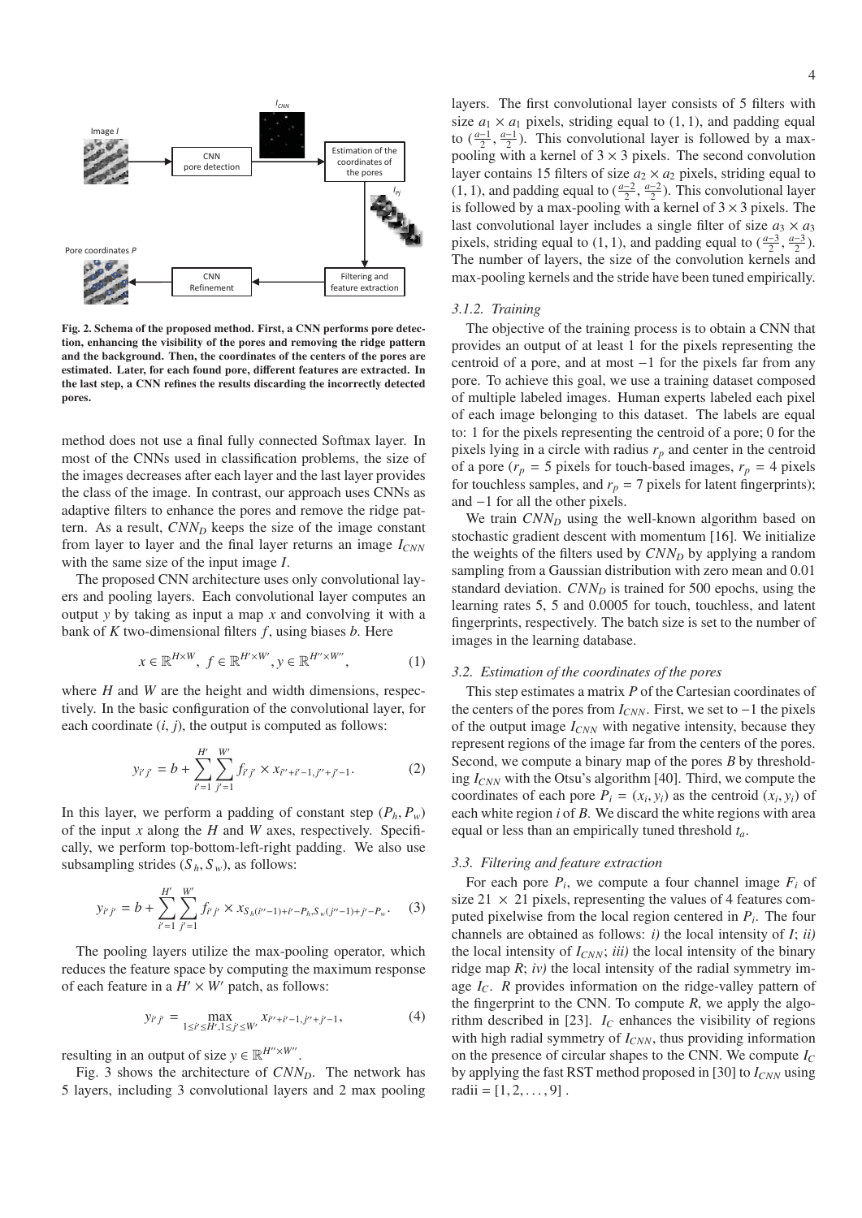Fig. 2. Schema of the proposed method. First, a CNN performs pore detection, enhancing the visibility of the pores and removing the ridge pattern and the background. Then, the coordinates of the centers of the pores are estimated. Later, for each found pore, different features are extracted. In the last step, a CNN refines the results discarding the incorrectly detected pores.

method does not use a final fully connected Softmax layer. In most of the CNNs used in classification problems, the size of the images decreases after each layer and the last layer provides the class of the image. In contrast, our approach uses CNNs as adaptive filters to enhance the pores and remove the ridge pattern. As a result, $CNN_D$ keeps the size of the image constant from layer to layer and the final layer returns an image $I_{CNN}$ with the same size of the input image $I$.

The proposed CNN architecture uses only convolutional layers and pooling layers. Each convolutional layer computes an output $y$ by taking as input a map $x$ and convolving it with a bank of $K$ two-dimensional filters $f$, using biases $b$. Here

$$x \in \mathbb{R}^{H \times W},\ f \in \mathbb{R}^{H' \times W'}, y \in \mathbb{R}^{H'' \times W''}, \tag{1}$$

where $H$ and $W$ are the height and width dimensions, respectively. In the basic configuration of the convolutional layer, for each coordinate $(i, j)$, the output is computed as follows:

$$y_{i'j'} = b + \sum_{i'=1}^{H'} \sum_{j'=1}^{W'} f_{i'j'} \times x_{i''+i'-1, j''+j'-1}. \tag{2}$$

In this layer, we perform a padding of constant step $(P_h, P_w)$ of the input $x$ along the $H$ and $W$ axes, respectively. Specifically, we perform top-bottom-left-right padding. We also use subsampling strides $(S_h, S_w)$, as follows:

$$y_{i'j'} = b + \sum_{i'=1}^{H'} \sum_{j'=1}^{W'} f_{i'j'} \times x_{S_h(i''-1)+i'-P_h, S_w(j''-1)+j'-P_w}. \tag{3}$$

The pooling layers utilize the max-pooling operator, which reduces the feature space by computing the maximum response of each feature in a $H' \times W'$ patch, as follows:

$$y_{i'j'} = \max_{1 \le i' \le H', 1 \le j' \le W'} x_{i''+i'-1, j''+j'-1}, \tag{4}$$

resulting in an output of size $y \in \mathbb{R}^{H'' \times W''}$.

Fig. 3 shows the architecture of $CNN_D$. The network has 5 layers, including 3 convolutional layers and 2 max pooling layers. The first convolutional layer consists of 5 filters with size $a_1 \times a_1$ pixels, striding equal to (1, 1), and padding equal to $(\frac{a-1}{2}, \frac{a-1}{2})$. This convolutional layer is followed by a max-pooling with a kernel of $3 \times 3$ pixels. The second convolution layer contains 15 filters of size $a_2 \times a_2$ pixels, striding equal to (1, 1), and padding equal to $(\frac{a-2}{2}, \frac{a-2}{2})$. This convolutional layer is followed by a max-pooling with a kernel of $3 \times 3$ pixels. The last convolutional layer includes a single filter of size $a_3 \times a_3$ pixels, striding equal to (1, 1), and padding equal to $(\frac{a-3}{2}, \frac{a-3}{2})$. The number of layers, the size of the convolution kernels and max-pooling kernels and the stride have been tuned empirically.

### 3.1.2. Training

The objective of the training process is to obtain a CNN that provides an output of at least 1 for the pixels representing the centroid of a pore, and at most −1 for the pixels far from any pore. To achieve this goal, we use a training dataset composed of multiple labeled images. Human experts labeled each pixel of each image belonging to this dataset. The labels are equal to: 1 for the pixels representing the centroid of a pore; 0 for the pixels lying in a circle with radius $r_p$ and center in the centroid of a pore ($r_p = 5$ pixels for touch-based images, $r_p = 4$ pixels for touchless samples, and $r_p = 7$ pixels for latent fingerprints); and −1 for all the other pixels.

We train $CNN_D$ using the well-known algorithm based on stochastic gradient descent with momentum [16]. We initialize the weights of the filters used by $CNN_D$ by applying a random sampling from a Gaussian distribution with zero mean and 0.01 standard deviation. $CNN_D$ is trained for 500 epochs, using the learning rates 5, 5 and 0.0005 for touch, touchless, and latent fingerprints, respectively. The batch size is set to the number of images in the learning database.

## 3.2. Estimation of the coordinates of the pores

This step estimates a matrix $P$ of the Cartesian coordinates of the centers of the pores from $I_{CNN}$. First, we set to −1 the pixels of the output image $I_{CNN}$ with negative intensity, because they represent regions of the image far from the centers of the pores. Second, we compute a binary map of the pores $B$ by thresholding $I_{CNN}$ with the Otsu's algorithm [40]. Third, we compute the coordinates of each pore $P_i = (x_i, y_i)$ as the centroid $(x_i, y_i)$ of each white region $i$ of $B$. We discard the white regions with area equal or less than an empirically tuned threshold $t_a$.

## 3.3. Filtering and feature extraction

For each pore $P_i$, we compute a four channel image $F_i$ of size $21 \times 21$ pixels, representing the values of 4 features computed pixelwise from the local region centered in $P_i$. The four channels are obtained as follows: *i)* the local intensity of $I$; *ii)* the local intensity of $I_{CNN}$; *iii)* the local intensity of the binary ridge map $R$; *iv)* the local intensity of the radial symmetry image $I_C$. $R$ provides information on the ridge-valley pattern of the fingerprint to the CNN. To compute $R$, we apply the algorithm described in [23]. $I_C$ enhances the visibility of regions with high radial symmetry of $I_{CNN}$, thus providing information on the presence of circular shapes to the CNN. We compute $I_C$ by applying the fast RST method proposed in [30] to $I_{CNN}$ using radii = $[1, 2, \ldots, 9]$.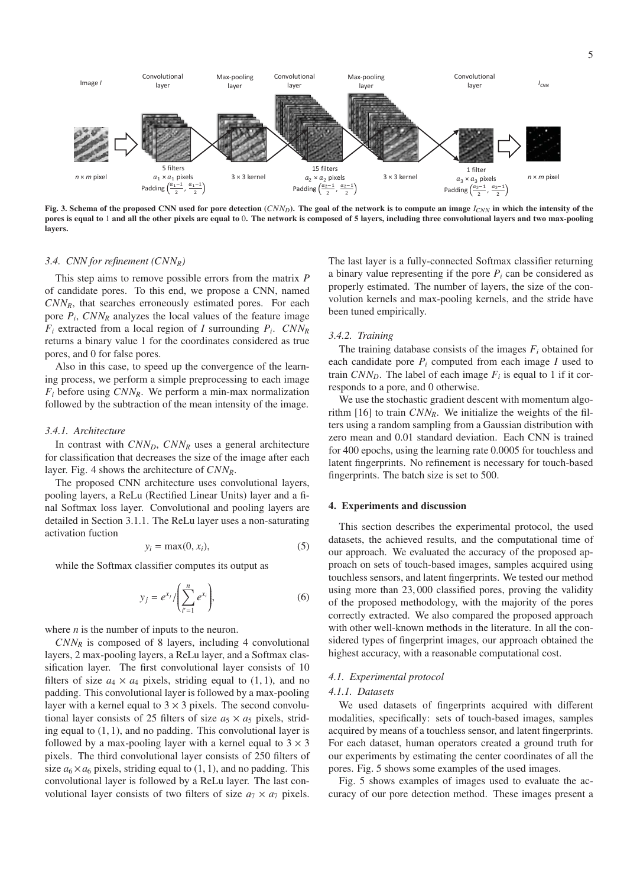Fig. 3. Schema of the proposed CNN used for pore detection ($CNN_D$). The goal of the network is to compute an image $I_{CNN}$ in which the intensity of the pores is equal to 1 and all the other pixels are equal to 0. The network is composed of 5 layers, including three convolutional layers and two max-pooling layers.

### 3.4. CNN for refinement ($CNN_R$)

This step aims to remove possible errors from the matrix $P$ of candidate pores. To this end, we propose a CNN, named $CNN_R$, that searches erroneously estimated pores. For each pore $P_i$, $CNN_R$ analyzes the local values of the feature image $F_i$ extracted from a local region of $I$ surrounding $P_i$. $CNN_R$ returns a binary value 1 for the coordinates considered as true pores, and 0 for false pores.

Also in this case, to speed up the convergence of the learning process, we perform a simple preprocessing to each image $F_i$ before using $CNN_R$. We perform a min-max normalization followed by the subtraction of the mean intensity of the image.

#### 3.4.1. Architecture

In contrast with $CNN_D$, $CNN_R$ uses a general architecture for classification that decreases the size of the image after each layer. Fig. 4 shows the architecture of $CNN_R$.

The proposed CNN architecture uses convolutional layers, pooling layers, a ReLu (Rectified Linear Units) layer and a final Softmax loss layer. Convolutional and pooling layers are detailed in Section 3.1.1. The ReLu layer uses a non-saturating activation fuction

$$y_i = \max(0, x_i), \tag{5}$$

while the Softmax classifier computes its output as

$$y_j = e^{x_j} / \left( \sum_{i'=1}^{n} e^{x_i} \right), \tag{6}$$

where $n$ is the number of inputs to the neuron.

$CNN_R$ is composed of 8 layers, including 4 convolutional layers, 2 max-pooling layers, a ReLu layer, and a Softmax classification layer. The first convolutional layer consists of 10 filters of size $a_4 \times a_4$ pixels, striding equal to $(1, 1)$, and no padding. This convolutional layer is followed by a max-pooling layer with a kernel equal to $3 \times 3$ pixels. The second convolutional layer consists of 25 filters of size $a_5 \times a_5$ pixels, striding equal to $(1, 1)$, and no padding. This convolutional layer is followed by a max-pooling layer with a kernel equal to $3 \times 3$ pixels. The third convolutional layer consists of 250 filters of size $a_6 \times a_6$ pixels, striding equal to $(1, 1)$, and no padding. This convolutional layer is followed by a ReLu layer. The last convolutional layer consists of two filters of size $a_7 \times a_7$ pixels. The last layer is a fully-connected Softmax classifier returning a binary value representing if the pore $P_i$ can be considered as properly estimated. The number of layers, the size of the convolution kernels and max-pooling kernels, and the stride have been tuned empirically.

#### 3.4.2. Training

The training database consists of the images $F_i$ obtained for each candidate pore $P_i$ computed from each image $I$ used to train $CNN_D$. The label of each image $F_i$ is equal to 1 if it corresponds to a pore, and 0 otherwise.

We use the stochastic gradient descent with momentum algorithm [16] to train $CNN_R$. We initialize the weights of the filters using a random sampling from a Gaussian distribution with zero mean and 0.01 standard deviation. Each CNN is trained for 400 epochs, using the learning rate 0.0005 for touchless and latent fingerprints. No refinement is necessary for touch-based fingerprints. The batch size is set to 500.

## 4. Experiments and discussion

This section describes the experimental protocol, the used datasets, the achieved results, and the computational time of our approach. We evaluated the accuracy of the proposed approach on sets of touch-based images, samples acquired using touchless sensors, and latent fingerprints. We tested our method using more than 23,000 classified pores, proving the validity of the proposed methodology, with the majority of the pores correctly extracted. We also compared the proposed approach with other well-known methods in the literature. In all the considered types of fingerprint images, our approach obtained the highest accuracy, with a reasonable computational cost.

### 4.1. Experimental protocol

#### 4.1.1. Datasets

We used datasets of fingerprints acquired with different modalities, specifically: sets of touch-based images, samples acquired by means of a touchless sensor, and latent fingerprints. For each dataset, human operators created a ground truth for our experiments by estimating the center coordinates of all the pores. Fig. 5 shows some examples of the used images.

Fig. 5 shows examples of images used to evaluate the accuracy of our pore detection method. These images present a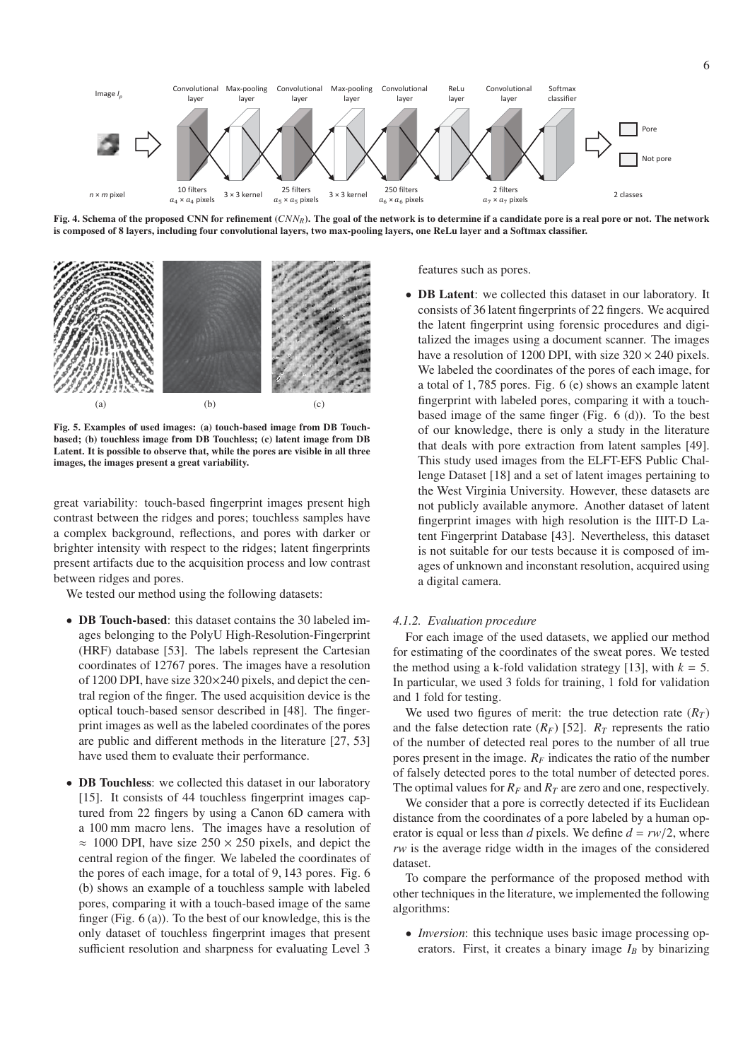Fig. 4. Schema of the proposed CNN for refinement ($CNN_R$). The goal of the network is to determine if a candidate pore is a real pore or not. The network is composed of 8 layers, including four convolutional layers, two max-pooling layers, one ReLu layer and a Softmax classifier.

Fig. 5. Examples of used images: (a) touch-based image from DB Touch-based; (b) touchless image from DB Touchless; (c) latent image from DB Latent. It is possible to observe that, while the pores are visible in all three images, the images present a great variability.

great variability: touch-based fingerprint images present high contrast between the ridges and pores; touchless samples have a complex background, reflections, and pores with darker or brighter intensity with respect to the ridges; latent fingerprints present artifacts due to the acquisition process and low contrast between ridges and pores.

We tested our method using the following datasets:

- **DB Touch-based**: this dataset contains the 30 labeled images belonging to the PolyU High-Resolution-Fingerprint (HRF) database [53]. The labels represent the Cartesian coordinates of 12767 pores. The images have a resolution of 1200 DPI, have size 320×240 pixels, and depict the central region of the finger. The used acquisition device is the optical touch-based sensor described in [48]. The fingerprint images as well as the labeled coordinates of the pores are public and different methods in the literature [27, 53] have used them to evaluate their performance.
- **DB Touchless**: we collected this dataset in our laboratory [15]. It consists of 44 touchless fingerprint images captured from 22 fingers by using a Canon 6D camera with a 100 mm macro lens. The images have a resolution of $\approx$ 1000 DPI, have size $250 \times 250$ pixels, and depict the central region of the finger. We labeled the coordinates of the pores of each image, for a total of 9,143 pores. Fig. 6 (b) shows an example of a touchless sample with labeled pores, comparing it with a touch-based image of the same finger (Fig. 6 (a)). To the best of our knowledge, this is the only dataset of touchless fingerprint images that present sufficient resolution and sharpness for evaluating Level 3 features such as pores.
- **DB Latent**: we collected this dataset in our laboratory. It consists of 36 latent fingerprints of 22 fingers. We acquired the latent fingerprint using forensic procedures and digitalized the images using a document scanner. The images have a resolution of 1200 DPI, with size $320 \times 240$ pixels. We labeled the coordinates of the pores of each image, for a total of 1,785 pores. Fig. 6 (e) shows an example latent fingerprint with labeled pores, comparing it with a touch-based image of the same finger (Fig. 6 (d)). To the best of our knowledge, there is only a study in the literature that deals with pore extraction from latent samples [49]. This study used images from the ELFT-EFS Public Challenge Dataset [18] and a set of latent images pertaining to the West Virginia University. However, these datasets are not publicly available anymore. Another dataset of latent fingerprint images with high resolution is the IIIT-D Latent Fingerprint Database [43]. Nevertheless, this dataset is not suitable for our tests because it is composed of images of unknown and inconstant resolution, acquired using a digital camera.

#### 4.1.2. Evaluation procedure

For each image of the used datasets, we applied our method for estimating of the coordinates of the sweat pores. We tested the method using a k-fold validation strategy [13], with $k = 5$. In particular, we used 3 folds for training, 1 fold for validation and 1 fold for testing.

We used two figures of merit: the true detection rate ($R_T$) and the false detection rate ($R_F$) [52]. $R_T$ represents the ratio of the number of detected real pores to the number of all true pores present in the image. $R_F$ indicates the ratio of the number of falsely detected pores to the total number of detected pores. The optimal values for $R_F$ and $R_T$ are zero and one, respectively.

We consider that a pore is correctly detected if its Euclidean distance from the coordinates of a pore labeled by a human operator is equal or less than $d$ pixels. We define $d = rw/2$, where $rw$ is the average ridge width in the images of the considered dataset.

To compare the performance of the proposed method with other techniques in the literature, we implemented the following algorithms:

- *Inversion*: this technique uses basic image processing operators. First, it creates a binary image $I_B$ by binarizing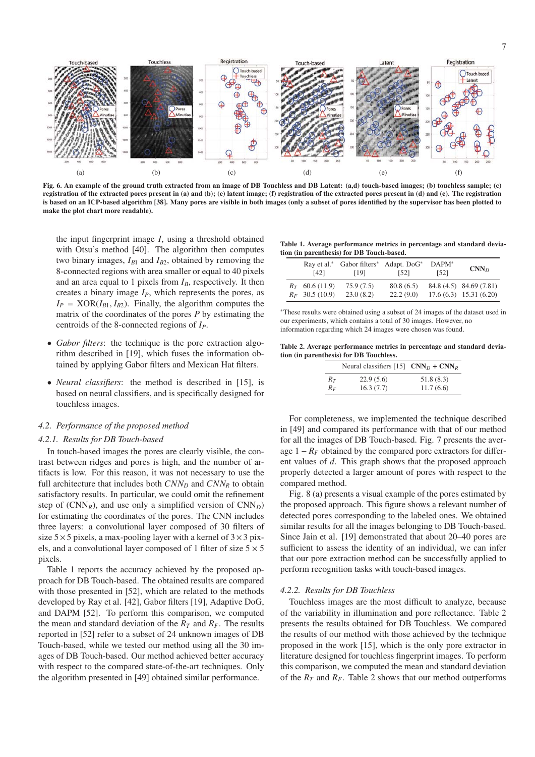Fig. 6. An example of the ground truth extracted from an image of DB Touchless and DB Latent: (a,d) touch-based images; (b) touchless sample; (c) registration of the extracted pores present in (a) and (b); (e) latent image; (f) registration of the extracted pores present in (d) and (e). The registration is based on an ICP-based algorithm [38]. Many pores are visible in both images (only a subset of pores identified by the supervisor has been plotted to make the plot chart more readable).

the input fingerprint image $I$, using a threshold obtained with Otsu's method [40]. The algorithm then computes two binary images, $I_{B1}$ and $I_{B2}$, obtained by removing the 8-connected regions with area smaller or equal to 40 pixels and an area equal to 1 pixels from $I_B$, respectively. It then creates a binary image $I_P$, which represents the pores, as $I_P = \text{XOR}(I_{B1}, I_{B2})$. Finally, the algorithm computes the matrix of the coordinates of the pores $P$ by estimating the centroids of the 8-connected regions of $I_P$.

- *Gabor filters*: the technique is the pore extraction algorithm described in [19], which fuses the information obtained by applying Gabor filters and Mexican Hat filters.
- *Neural classifiers*: the method is described in [15], is based on neural classifiers, and is specifically designed for touchless images.

### 4.2. Performance of the proposed method

#### 4.2.1. Results for DB Touch-based

In touch-based images the pores are clearly visible, the contrast between ridges and pores is high, and the number of artifacts is low. For this reason, it was not necessary to use the full architecture that includes both $CNN_D$ and $CNN_R$ to obtain satisfactory results. In particular, we could omit the refinement step of ($\text{CNN}_R$), and use only a simplified version of $\text{CNN}_D$) for estimating the coordinates of the pores. The CNN includes three layers: a convolutional layer composed of 30 filters of size $5 \times 5$ pixels, a max-pooling layer with a kernel of $3 \times 3$ pixels, and a convolutional layer composed of 1 filter of size $5 \times 5$ pixels.

Table 1 reports the accuracy achieved by the proposed approach for DB Touch-based. The obtained results are compared with those presented in [52], which are related to the methods developed by Ray et al. [42], Gabor filters [19], Adaptive DoG, and DAPM [52]. To perform this comparison, we computed the mean and standard deviation of the $R_T$ and $R_F$. The results reported in [52] refer to a subset of 24 unknown images of DB Touch-based, while we tested our method using all the 30 images of DB Touch-based. Our method achieved better accuracy with respect to the compared state-of-the-art techniques. Only the algorithm presented in [49] obtained similar performance.

**Table 1. Average performance metrics in percentage and standard deviation (in parenthesis) for DB Touch-based.**

| | Ray et al.* [42] | Gabor filters* [19] | Adapt. DoG* [52] | DAPM* [52] | $\text{CNN}_D$ |
|---|---|---|---|---|---|
| $R_T$ | 60.6 (11.9) | 75.9 (7.5) | 80.8 (6.5) | 84.8 (4.5) | 84.69 (7.81) |
| $R_F$ | 30.5 (10.9) | 23.0 (8.2) | 22.2 (9.0) | 17.6 (6.3) | 15.31 (6.20) |

*These results were obtained using a subset of 24 images of the dataset used in our experiments, which contains a total of 30 images. However, no information regarding which 24 images were chosen was found.

**Table 2. Average performance metrics in percentage and standard deviation (in parenthesis) for DB Touchless.**

| | Neural classifiers [15] | $\text{CNN}_D$ + $\text{CNN}_R$ |
|---|---|---|
| $R_T$ | 22.9 (5.6) | 51.8 (8.3) |
| $R_F$ | 16.3 (7.7) | 11.7 (6.6) |

For completeness, we implemented the technique described in [49] and compared its performance with that of our method for all the images of DB Touch-based. Fig. 7 presents the average $1 - R_F$ obtained by the compared pore extractors for different values of $d$. This graph shows that the proposed approach properly detected a larger amount of pores with respect to the compared method.

Fig. 8 (a) presents a visual example of the pores estimated by the proposed approach. This figure shows a relevant number of detected pores corresponding to the labeled ones. We obtained similar results for all the images belonging to DB Touch-based. Since Jain et al. [19] demonstrated that about 20–40 pores are sufficient to assess the identity of an individual, we can infer that our pore extraction method can be successfully applied to perform recognition tasks with touch-based images.

#### 4.2.2. Results for DB Touchless

Touchless images are the most difficult to analyze, because of the variability in illumination and pore reflectance. Table 2 presents the results obtained for DB Touchless. We compared the results of our method with those achieved by the technique proposed in the work [15], which is the only pore extractor in literature designed for touchless fingerprint images. To perform this comparison, we computed the mean and standard deviation of the $R_T$ and $R_F$. Table 2 shows that our method outperforms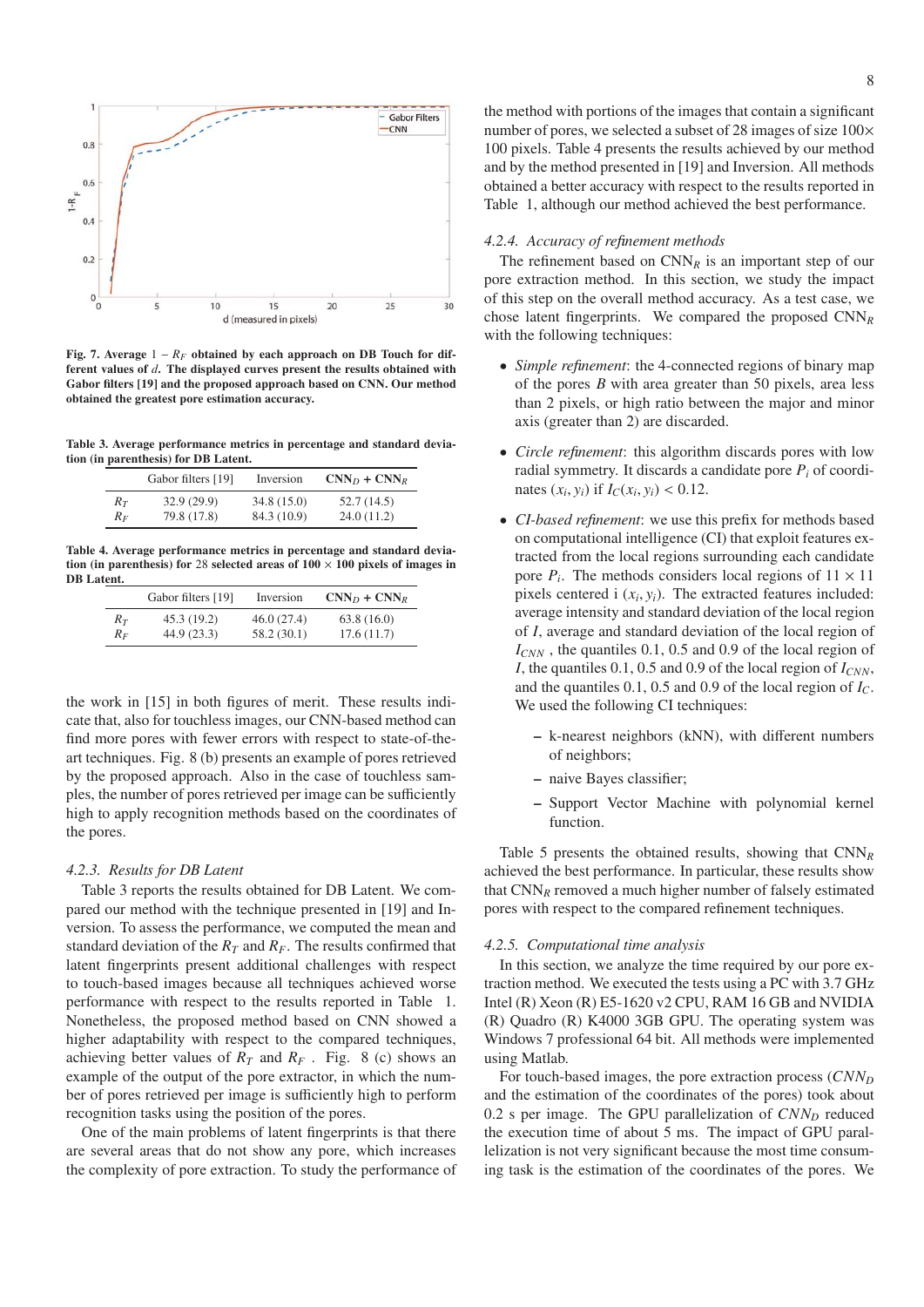Fig. 7. Average $1 - R_F$ obtained by each approach on DB Touch for different values of $d$. The displayed curves present the results obtained with Gabor filters [19] and the proposed approach based on CNN. Our method obtained the greatest pore estimation accuracy.

Table 3. Average performance metrics in percentage and standard deviation (in parenthesis) for DB Latent.

| | Gabor filters [19] | Inversion | $\text{CNN}_D$ + $\text{CNN}_R$ |
|---|---|---|---|
| $R_T$ | 32.9 (29.9) | 34.8 (15.0) | 52.7 (14.5) |
| $R_F$ | 79.8 (17.8) | 84.3 (10.9) | 24.0 (11.2) |

Table 4. Average performance metrics in percentage and standard deviation (in parenthesis) for 28 selected areas of 100 × 100 pixels of images in DB Latent.

| | Gabor filters [19] | Inversion | $\text{CNN}_D$ + $\text{CNN}_R$ |
|---|---|---|---|
| $R_T$ | 45.3 (19.2) | 46.0 (27.4) | 63.8 (16.0) |
| $R_F$ | 44.9 (23.3) | 58.2 (30.1) | 17.6 (11.7) |

the work in [15] in both figures of merit. These results indicate that, also for touchless images, our CNN-based method can find more pores with fewer errors with respect to state-of-the-art techniques. Fig. 8 (b) presents an example of pores retrieved by the proposed approach. Also in the case of touchless samples, the number of pores retrieved per image can be sufficiently high to apply recognition methods based on the coordinates of the pores.

### 4.2.3. Results for DB Latent

Table 3 reports the results obtained for DB Latent. We compared our method with the technique presented in [19] and Inversion. To assess the performance, we computed the mean and standard deviation of the $R_T$ and $R_F$. The results confirmed that latent fingerprints present additional challenges with respect to touch-based images because all techniques achieved worse performance with respect to the results reported in Table 1. Nonetheless, the proposed method based on CNN showed a higher adaptability with respect to the compared techniques, achieving better values of $R_T$ and $R_F$. Fig. 8 (c) shows an example of the output of the pore extractor, in which the number of pores retrieved per image is sufficiently high to perform recognition tasks using the position of the pores.

One of the main problems of latent fingerprints is that there are several areas that do not show any pore, which increases the complexity of pore extraction. To study the performance of the method with portions of the images that contain a significant number of pores, we selected a subset of 28 images of size 100× 100 pixels. Table 4 presents the results achieved by our method and by the method presented in [19] and Inversion. All methods obtained a better accuracy with respect to the results reported in Table 1, although our method achieved the best performance.

### 4.2.4. Accuracy of refinement methods

The refinement based on $\text{CNN}_R$ is an important step of our pore extraction method. In this section, we study the impact of this step on the overall method accuracy. As a test case, we chose latent fingerprints. We compared the proposed $\text{CNN}_R$ with the following techniques:

- *Simple refinement*: the 4-connected regions of binary map of the pores $B$ with area greater than 50 pixels, area less than 2 pixels, or high ratio between the major and minor axis (greater than 2) are discarded.
- *Circle refinement*: this algorithm discards pores with low radial symmetry. It discards a candidate pore $P_i$ of coordinates $(x_i, y_i)$ if $I_C(x_i, y_i) < 0.12$.
- *CI-based refinement*: we use this prefix for methods based on computational intelligence (CI) that exploit features extracted from the local regions surrounding each candidate pore $P_i$. The methods considers local regions of 11 × 11 pixels centered i $(x_i, y_i)$. The extracted features included: average intensity and standard deviation of the local region of $I$, average and standard deviation of the local region of $I_{CNN}$ , the quantiles 0.1, 0.5 and 0.9 of the local region of $I$, the quantiles 0.1, 0.5 and 0.9 of the local region of $I_{CNN}$, and the quantiles 0.1, 0.5 and 0.9 of the local region of $I_C$. We used the following CI techniques:
  - k-nearest neighbors (kNN), with different numbers of neighbors;
  - naive Bayes classifier;
  - Support Vector Machine with polynomial kernel function.

Table 5 presents the obtained results, showing that $\text{CNN}_R$ achieved the best performance. In particular, these results show that $\text{CNN}_R$ removed a much higher number of falsely estimated pores with respect to the compared refinement techniques.

### 4.2.5. Computational time analysis

In this section, we analyze the time required by our pore extraction method. We executed the tests using a PC with 3.7 GHz Intel (R) Xeon (R) E5-1620 v2 CPU, RAM 16 GB and NVIDIA (R) Quadro (R) K4000 3GB GPU. The operating system was Windows 7 professional 64 bit. All methods were implemented using Matlab.

For touch-based images, the pore extraction process ($CNN_D$ and the estimation of the coordinates of the pores) took about 0.2 s per image. The GPU parallelization of $CNN_D$ reduced the execution time of about 5 ms. The impact of GPU parallelization is not very significant because the most time consuming task is the estimation of the coordinates of the pores. We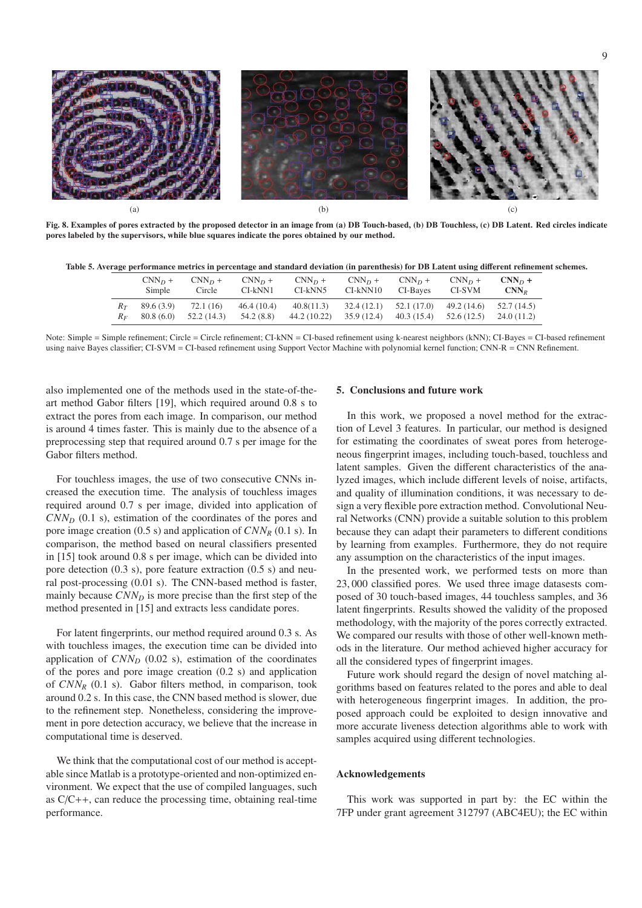Fig. 8. Examples of pores extracted by the proposed detector in an image from (a) DB Touch-based, (b) DB Touchless, (c) DB Latent. Red circles indicate pores labeled by the supervisors, while blue squares indicate the pores obtained by our method.

**Table 5. Average performance metrics in percentage and standard deviation (in parenthesis) for DB Latent using different refinement schemes.**

| | $CNN_D$ + Simple | $CNN_D$ + Circle | $CNN_D$ + CI-kNN1 | $CNN_D$ + CI-kNN5 | $CNN_D$ + CI-kNN10 | $CNN_D$ + CI-Bayes | $CNN_D$ + CI-SVM | **$CNN_D$ + $CNN_R$** |
|---|---|---|---|---|---|---|---|---|
| $R_T$ | 89.6 (3.9) | 72.1 (16) | 46.4 (10.4) | 40.8(11.3) | 32.4 (12.1) | 52.1 (17.0) | 49.2 (14.6) | 52.7 (14.5) |
| $R_F$ | 80.8 (6.0) | 52.2 (14.3) | 54.2 (8.8) | 44.2 (10.22) | 35.9 (12.4) | 40.3 (15.4) | 52.6 (12.5) | 24.0 (11.2) |

Note: Simple = Simple refinement; Circle = Circle refinement; CI-kNN = CI-based refinement using k-nearest neighbors (kNN); CI-Bayes = CI-based refinement using naive Bayes classifier; CI-SVM = CI-based refinement using Support Vector Machine with polynomial kernel function; CNN-R = CNN Refinement.

also implemented one of the methods used in the state-of-the-art method Gabor filters [19], which required around 0.8 s to extract the pores from each image. In comparison, our method is around 4 times faster. This is mainly due to the absence of a preprocessing step that required around 0.7 s per image for the Gabor filters method.

For touchless images, the use of two consecutive CNNs increased the execution time. The analysis of touchless images required around 0.7 s per image, divided into application of $CNN_D$ (0.1 s), estimation of the coordinates of the pores and pore image creation (0.5 s) and application of $CNN_R$ (0.1 s). In comparison, the method based on neural classifiers presented in [15] took around 0.8 s per image, which can be divided into pore detection (0.3 s), pore feature extraction (0.5 s) and neural post-processing (0.01 s). The CNN-based method is faster, mainly because $CNN_D$ is more precise than the first step of the method presented in [15] and extracts less candidate pores.

For latent fingerprints, our method required around 0.3 s. As with touchless images, the execution time can be divided into application of $CNN_D$ (0.02 s), estimation of the coordinates of the pores and pore image creation (0.2 s) and application of $CNN_R$ (0.1 s). Gabor filters method, in comparison, took around 0.2 s. In this case, the CNN based method is slower, due to the refinement step. Nonetheless, considering the improvement in pore detection accuracy, we believe that the increase in computational time is deserved.

We think that the computational cost of our method is acceptable since Matlab is a prototype-oriented and non-optimized environment. We expect that the use of compiled languages, such as C/C++, can reduce the processing time, obtaining real-time performance.

## 5. Conclusions and future work

In this work, we proposed a novel method for the extraction of Level 3 features. In particular, our method is designed for estimating the coordinates of sweat pores from heterogeneous fingerprint images, including touch-based, touchless and latent samples. Given the different characteristics of the analyzed images, which include different levels of noise, artifacts, and quality of illumination conditions, it was necessary to design a very flexible pore extraction method. Convolutional Neural Networks (CNN) provide a suitable solution to this problem because they can adapt their parameters to different conditions by learning from examples. Furthermore, they do not require any assumption on the characteristics of the input images.

In the presented work, we performed tests on more than 23,000 classified pores. We used three image datasests composed of 30 touch-based images, 44 touchless samples, and 36 latent fingerprints. Results showed the validity of the proposed methodology, with the majority of the pores correctly extracted. We compared our results with those of other well-known methods in the literature. Our method achieved higher accuracy for all the considered types of fingerprint images.

Future work should regard the design of novel matching algorithms based on features related to the pores and able to deal with heterogeneous fingerprint images. In addition, the proposed approach could be exploited to design innovative and more accurate liveness detection algorithms able to work with samples acquired using different technologies.

### Acknowledgements

This work was supported in part by: the EC within the 7FP under grant agreement 312797 (ABC4EU); the EC within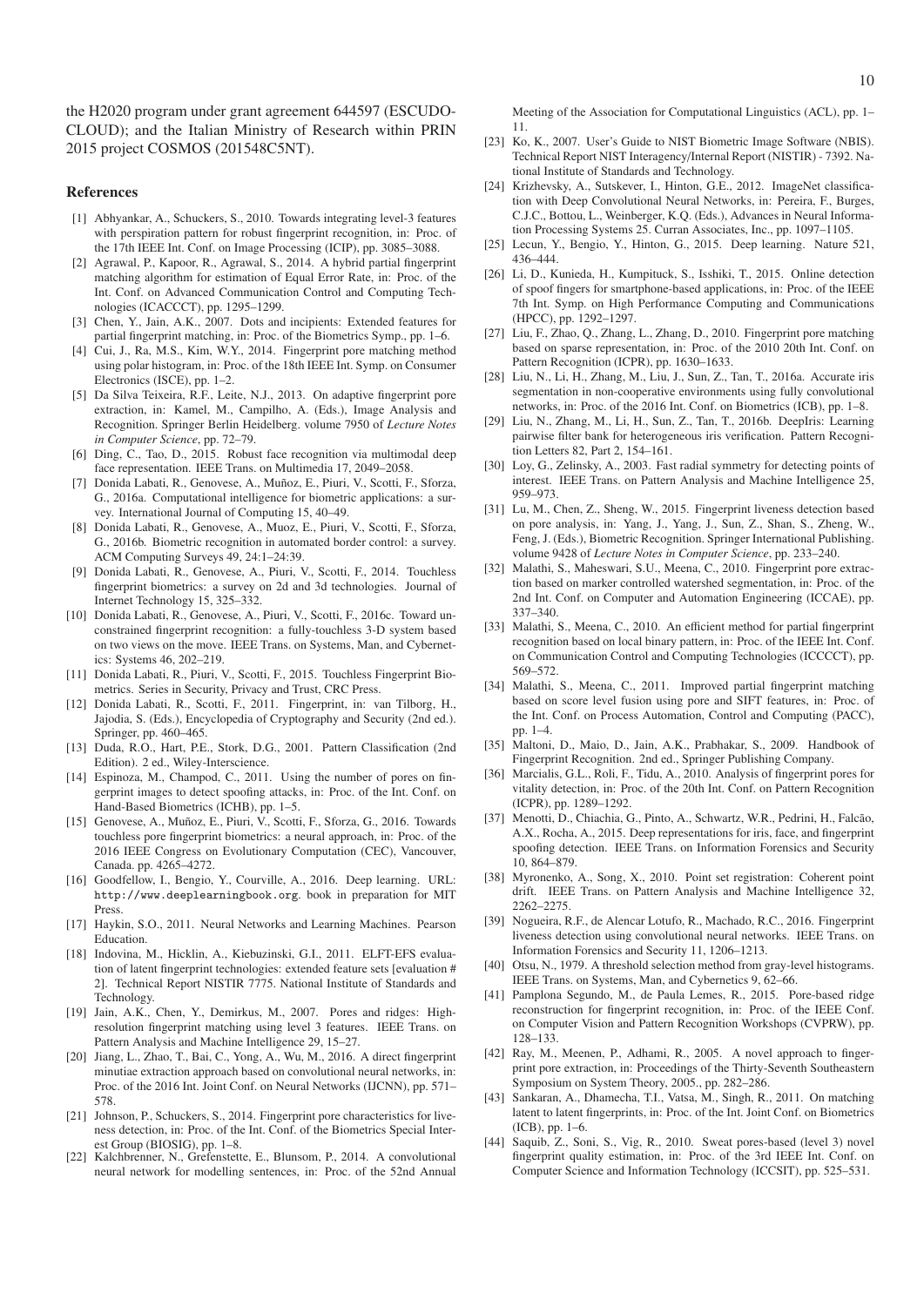the H2020 program under grant agreement 644597 (ESCUDO-CLOUD); and the Italian Ministry of Research within PRIN 2015 project COSMOS (201548C5NT).

## References

- [1] Abhyankar, A., Schuckers, S., 2010. Towards integrating level-3 features with perspiration pattern for robust fingerprint recognition, in: Proc. of the 17th IEEE Int. Conf. on Image Processing (ICIP), pp. 3085–3088.
- [2] Agrawal, P., Kapoor, R., Agrawal, S., 2014. A hybrid partial fingerprint matching algorithm for estimation of Equal Error Rate, in: Proc. of the Int. Conf. on Advanced Communication Control and Computing Technologies (ICACCCT), pp. 1295–1299.
- [3] Chen, Y., Jain, A.K., 2007. Dots and incipients: Extended features for partial fingerprint matching, in: Proc. of the Biometrics Symp., pp. 1–6.
- [4] Cui, J., Ra, M.S., Kim, W.Y., 2014. Fingerprint pore matching method using polar histogram, in: Proc. of the 18th IEEE Int. Symp. on Consumer Electronics (ISCE), pp. 1–2.
- [5] Da Silva Teixeira, R.F., Leite, N.J., 2013. On adaptive fingerprint pore extraction, in: Kamel, M., Campilho, A. (Eds.), Image Analysis and Recognition. Springer Berlin Heidelberg. volume 7950 of *Lecture Notes in Computer Science*, pp. 72–79.
- [6] Ding, C., Tao, D., 2015. Robust face recognition via multimodal deep face representation. IEEE Trans. on Multimedia 17, 2049–2058.
- [7] Donida Labati, R., Genovese, A., Muñoz, E., Piuri, V., Scotti, F., Sforza, G., 2016a. Computational intelligence for biometric applications: a survey. International Journal of Computing 15, 40–49.
- [8] Donida Labati, R., Genovese, A., Muoz, E., Piuri, V., Scotti, F., Sforza, G., 2016b. Biometric recognition in automated border control: a survey. ACM Computing Surveys 49, 24:1–24:39.
- [9] Donida Labati, R., Genovese, A., Piuri, V., Scotti, F., 2014. Touchless fingerprint biometrics: a survey on 2d and 3d technologies. Journal of Internet Technology 15, 325–332.
- [10] Donida Labati, R., Genovese, A., Piuri, V., Scotti, F., 2016c. Toward unconstrained fingerprint recognition: a fully-touchless 3-D system based on two views on the move. IEEE Trans. on Systems, Man, and Cybernetics: Systems 46, 202–219.
- [11] Donida Labati, R., Piuri, V., Scotti, F., 2015. Touchless Fingerprint Biometrics. Series in Security, Privacy and Trust, CRC Press.
- [12] Donida Labati, R., Scotti, F., 2011. Fingerprint, in: van Tilborg, H., Jajodia, S. (Eds.), Encyclopedia of Cryptography and Security (2nd ed.). Springer, pp. 460–465.
- [13] Duda, R.O., Hart, P.E., Stork, D.G., 2001. Pattern Classification (2nd Edition). 2 ed., Wiley-Interscience.
- [14] Espinoza, M., Champod, C., 2011. Using the number of pores on fingerprint images to detect spoofing attacks, in: Proc. of the Int. Conf. on Hand-Based Biometrics (ICHB), pp. 1–5.
- [15] Genovese, A., Muñoz, E., Piuri, V., Scotti, F., Sforza, G., 2016. Towards touchless pore fingerprint biometrics: a neural approach, in: Proc. of the 2016 IEEE Congress on Evolutionary Computation (CEC), Vancouver, Canada. pp. 4265–4272.
- [16] Goodfellow, I., Bengio, Y., Courville, A., 2016. Deep learning. URL: http://www.deeplearningbook.org. book in preparation for MIT Press.
- [17] Haykin, S.O., 2011. Neural Networks and Learning Machines. Pearson Education.
- [18] Indovina, M., Hicklin, A., Kiebuzinski, G.I., 2011. ELFT-EFS evaluation of latent fingerprint technologies: extended feature sets [evaluation # 2]. Technical Report NISTIR 7775. National Institute of Standards and Technology.
- [19] Jain, A.K., Chen, Y., Demirkus, M., 2007. Pores and ridges: High-resolution fingerprint matching using level 3 features. IEEE Trans. on Pattern Analysis and Machine Intelligence 29, 15–27.
- [20] Jiang, L., Zhao, T., Bai, C., Yong, A., Wu, M., 2016. A direct fingerprint minutiae extraction approach based on convolutional neural networks, in: Proc. of the 2016 Int. Joint Conf. on Neural Networks (IJCNN), pp. 571–578.
- [21] Johnson, P., Schuckers, S., 2014. Fingerprint pore characteristics for liveness detection, in: Proc. of the Int. Conf. of the Biometrics Special Interest Group (BIOSIG), pp. 1–8.
- [22] Kalchbrenner, N., Grefenstette, E., Blunsom, P., 2014. A convolutional neural network for modelling sentences, in: Proc. of the 52nd Annual Meeting of the Association for Computational Linguistics (ACL), pp. 1–11.
- [23] Ko, K., 2007. User's Guide to NIST Biometric Image Software (NBIS). Technical Report NIST Interagency/Internal Report (NISTIR) - 7392. National Institute of Standards and Technology.
- [24] Krizhevsky, A., Sutskever, I., Hinton, G.E., 2012. ImageNet classification with Deep Convolutional Neural Networks, in: Pereira, F., Burges, C.J.C., Bottou, L., Weinberger, K.Q. (Eds.), Advances in Neural Information Processing Systems 25. Curran Associates, Inc., pp. 1097–1105.
- [25] Lecun, Y., Bengio, Y., Hinton, G., 2015. Deep learning. Nature 521, 436–444.
- [26] Li, D., Kunieda, H., Kumpituck, S., Isshiki, T., 2015. Online detection of spoof fingers for smartphone-based applications, in: Proc. of the IEEE 7th Int. Symp. on High Performance Computing and Communications (HPCC), pp. 1292–1297.
- [27] Liu, F., Zhao, Q., Zhang, L., Zhang, D., 2010. Fingerprint pore matching based on sparse representation, in: Proc. of the 2010 20th Int. Conf. on Pattern Recognition (ICPR), pp. 1630–1633.
- [28] Liu, N., Li, H., Zhang, M., Liu, J., Sun, Z., Tan, T., 2016a. Accurate iris segmentation in non-cooperative environments using fully convolutional networks, in: Proc. of the 2016 Int. Conf. on Biometrics (ICB), pp. 1–8.
- [29] Liu, N., Zhang, M., Li, H., Sun, Z., Tan, T., 2016b. DeepIris: Learning pairwise filter bank for heterogeneous iris verification. Pattern Recognition Letters 82, Part 2, 154–161.
- [30] Loy, G., Zelinsky, A., 2003. Fast radial symmetry for detecting points of interest. IEEE Trans. on Pattern Analysis and Machine Intelligence 25, 959–973.
- [31] Lu, M., Chen, Z., Sheng, W., 2015. Fingerprint liveness detection based on pore analysis, in: Yang, J., Yang, J., Sun, Z., Shan, S., Zheng, W., Feng, J. (Eds.), Biometric Recognition. Springer International Publishing. volume 9428 of *Lecture Notes in Computer Science*, pp. 233–240.
- [32] Malathi, S., Maheswari, S.U., Meena, C., 2010. Fingerprint pore extraction based on marker controlled watershed segmentation, in: Proc. of the 2nd Int. Conf. on Computer and Automation Engineering (ICCAE), pp. 337–340.
- [33] Malathi, S., Meena, C., 2010. An efficient method for partial fingerprint recognition based on local binary pattern, in: Proc. of the IEEE Int. Conf. on Communication Control and Computing Technologies (ICCCCT), pp. 569–572.
- [34] Malathi, S., Meena, C., 2011. Improved partial fingerprint matching based on score level fusion using pore and SIFT features, in: Proc. of the Int. Conf. on Process Automation, Control and Computing (PACC), pp. 1–4.
- [35] Maltoni, D., Maio, D., Jain, A.K., Prabhakar, S., 2009. Handbook of Fingerprint Recognition. 2nd ed., Springer Publishing Company.
- [36] Marcialis, G.L., Roli, F., Tidu, A., 2010. Analysis of fingerprint pores for vitality detection, in: Proc. of the 20th Int. Conf. on Pattern Recognition (ICPR), pp. 1289–1292.
- [37] Menotti, D., Chiachia, G., Pinto, A., Schwartz, W.R., Pedrini, H., Falcão, A.X., Rocha, A., 2015. Deep representations for iris, face, and fingerprint spoofing detection. IEEE Trans. on Information Forensics and Security 10, 864–879.
- [38] Myronenko, A., Song, X., 2010. Point set registration: Coherent point drift. IEEE Trans. on Pattern Analysis and Machine Intelligence 32, 2262–2275.
- [39] Nogueira, R.F., de Alencar Lotufo, R., Machado, R.C., 2016. Fingerprint liveness detection using convolutional neural networks. IEEE Trans. on Information Forensics and Security 11, 1206–1213.
- [40] Otsu, N., 1979. A threshold selection method from gray-level histograms. IEEE Trans. on Systems, Man, and Cybernetics 9, 62–66.
- [41] Pamplona Segundo, M., de Paula Lemes, R., 2015. Pore-based ridge reconstruction for fingerprint recognition, in: Proc. of the IEEE Conf. on Computer Vision and Pattern Recognition Workshops (CVPRW), pp. 128–133.
- [42] Ray, M., Meenen, P., Adhami, R., 2005. A novel approach to fingerprint pore extraction, in: Proceedings of the Thirty-Seventh Southeastern Symposium on System Theory, 2005., pp. 282–286.
- [43] Sankaran, A., Dhamecha, T.I., Vatsa, M., Singh, R., 2011. On matching latent to latent fingerprints, in: Proc. of the Int. Joint Conf. on Biometrics (ICB), pp. 1–6.
- [44] Saquib, Z., Soni, S., Vig, R., 2010. Sweat pores-based (level 3) novel fingerprint quality estimation, in: Proc. of the 3rd IEEE Int. Conf. on Computer Science and Information Technology (ICCSIT), pp. 525–531.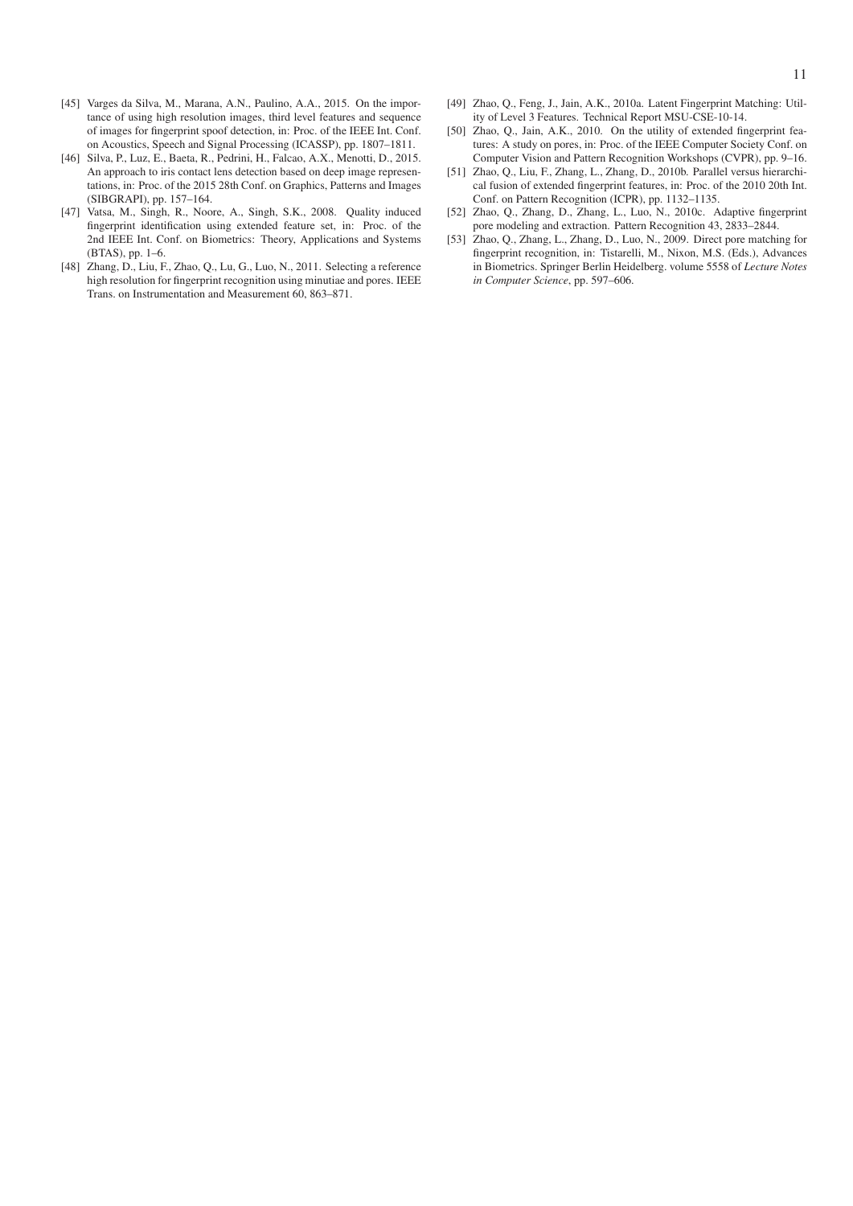[45] Varges da Silva, M., Marana, A.N., Paulino, A.A., 2015. On the importance of using high resolution images, third level features and sequence of images for fingerprint spoof detection, in: Proc. of the IEEE Int. Conf. on Acoustics, Speech and Signal Processing (ICASSP), pp. 1807–1811.

[46] Silva, P., Luz, E., Baeta, R., Pedrini, H., Falcao, A.X., Menotti, D., 2015. An approach to iris contact lens detection based on deep image representations, in: Proc. of the 2015 28th Conf. on Graphics, Patterns and Images (SIBGRAPI), pp. 157–164.

[47] Vatsa, M., Singh, R., Noore, A., Singh, S.K., 2008. Quality induced fingerprint identification using extended feature set, in: Proc. of the 2nd IEEE Int. Conf. on Biometrics: Theory, Applications and Systems (BTAS), pp. 1–6.

[48] Zhang, D., Liu, F., Zhao, Q., Lu, G., Luo, N., 2011. Selecting a reference high resolution for fingerprint recognition using minutiae and pores. IEEE Trans. on Instrumentation and Measurement 60, 863–871.

[49] Zhao, Q., Feng, J., Jain, A.K., 2010a. Latent Fingerprint Matching: Utility of Level 3 Features. Technical Report MSU-CSE-10-14.

[50] Zhao, Q., Jain, A.K., 2010. On the utility of extended fingerprint features: A study on pores, in: Proc. of the IEEE Computer Society Conf. on Computer Vision and Pattern Recognition Workshops (CVPR), pp. 9–16.

[51] Zhao, Q., Liu, F., Zhang, L., Zhang, D., 2010b. Parallel versus hierarchical fusion of extended fingerprint features, in: Proc. of the 2010 20th Int. Conf. on Pattern Recognition (ICPR), pp. 1132–1135.

[52] Zhao, Q., Zhang, D., Zhang, L., Luo, N., 2010c. Adaptive fingerprint pore modeling and extraction. Pattern Recognition 43, 2833–2844.

[53] Zhao, Q., Zhang, L., Zhang, D., Luo, N., 2009. Direct pore matching for fingerprint recognition, in: Tistarelli, M., Nixon, M.S. (Eds.), Advances in Biometrics. Springer Berlin Heidelberg. volume 5558 of *Lecture Notes in Computer Science*, pp. 597–606.